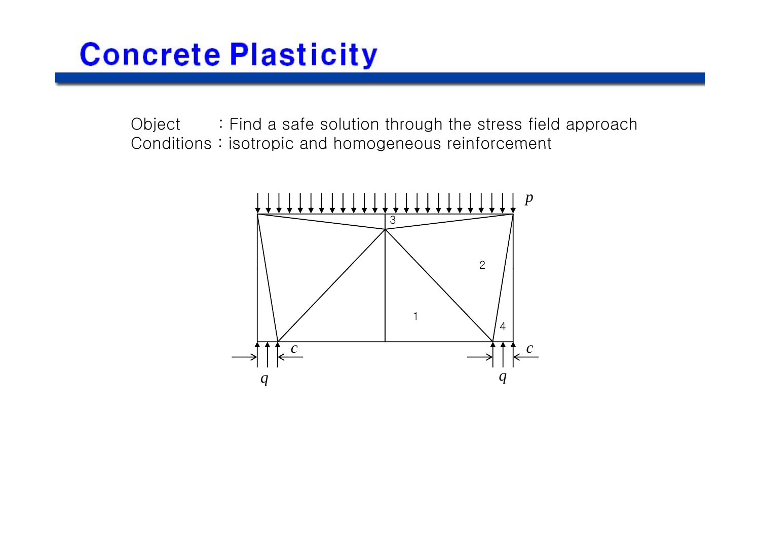# Concrete Plasticity

Object : Find a safe solution through the stress field approach

Conditions : isotropic and homogeneous reinforcement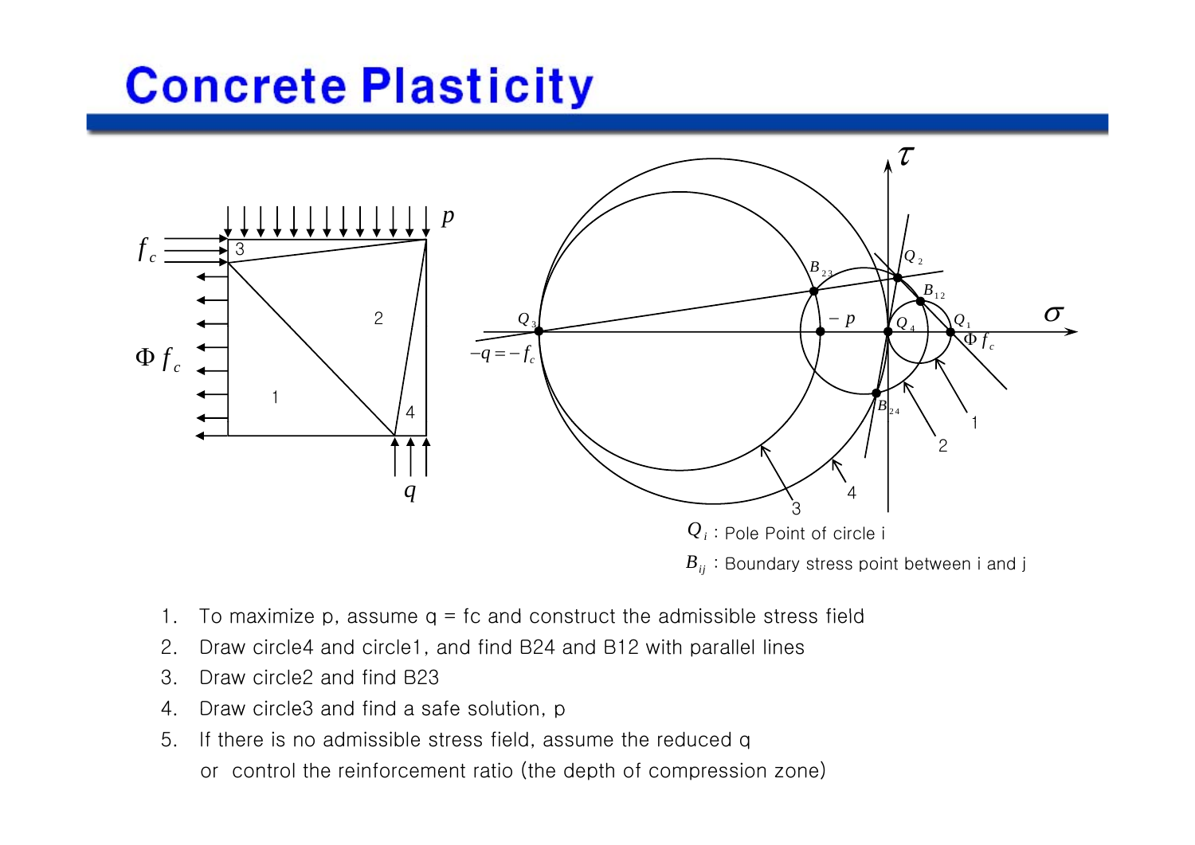# Concrete Plasticity

$Q_i$ : Pole Point of circle i

$B_{ij}$ : Boundary stress point between i and j

1. To maximize p, assume q = fc and construct the admissible stress field
2. Draw circle4 and circle1, and find B24 and B12 with parallel lines
3. Draw circle2 and find B23
4. Draw circle3 and find a safe solution, p
5. If there is no admissible stress field, assume the reduced q
   or control the reinforcement ratio (the depth of compression zone)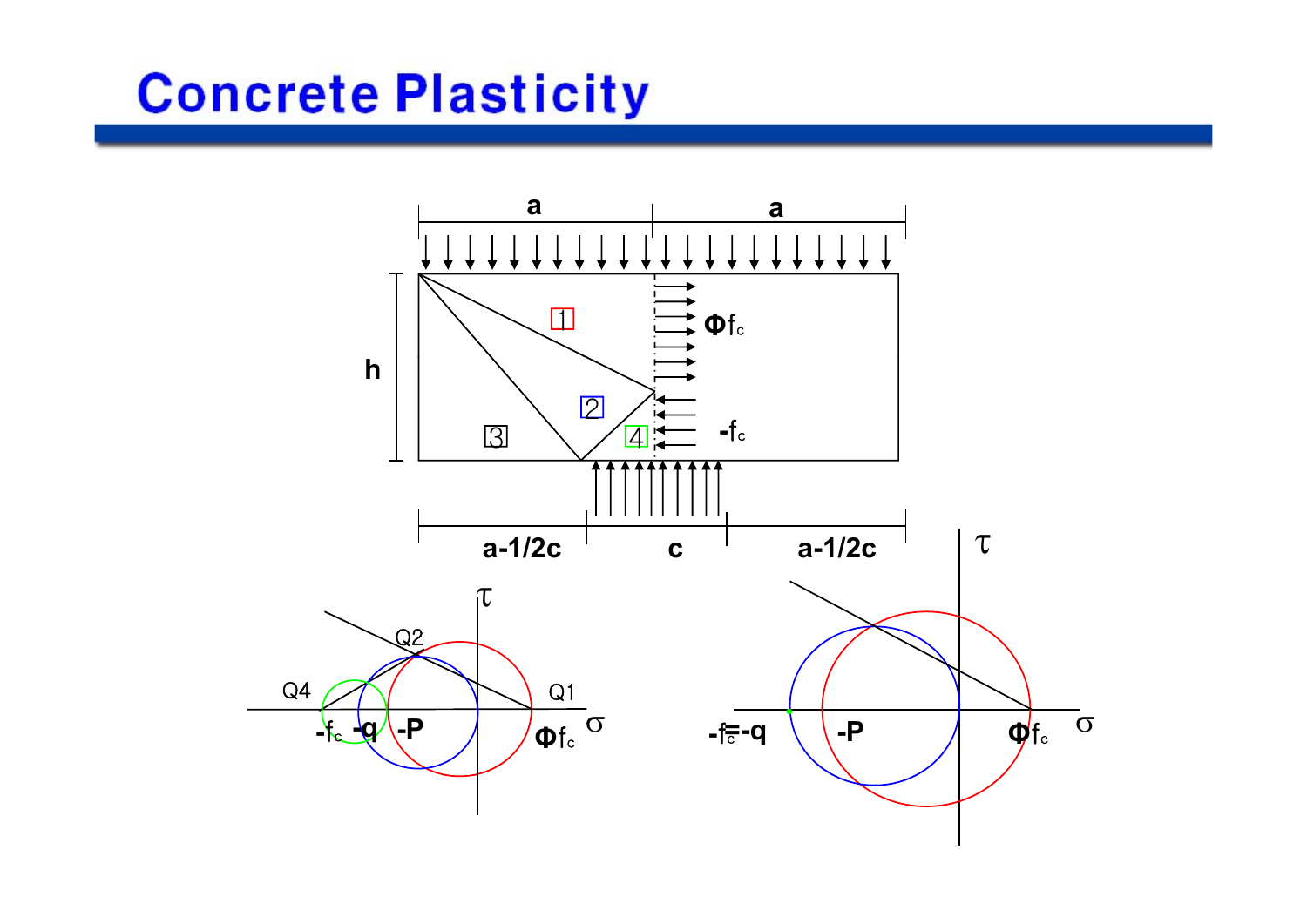# Concrete Plasticity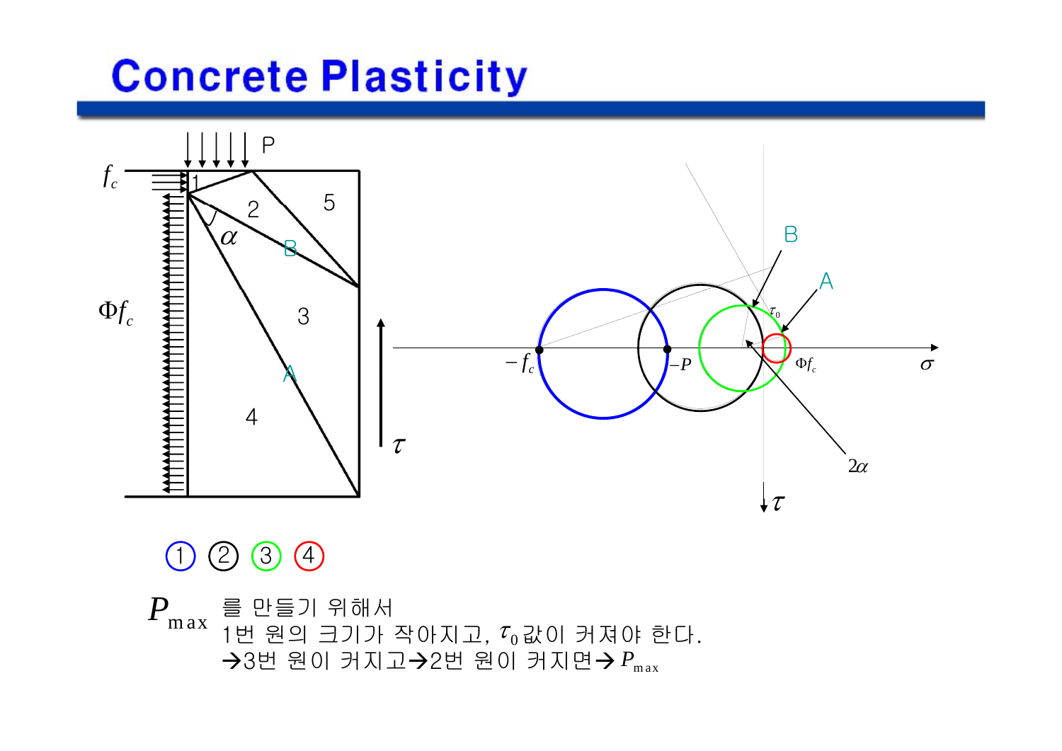# Concrete Plasticity

①②③④

$P_{max}$ 를 만들기 위해서

1번 원의 크기가 작아지고, $\tau_0$ 값이 커져야 한다.

→3번 원이 커지고→2번 원이 커지면→ $P_{max}$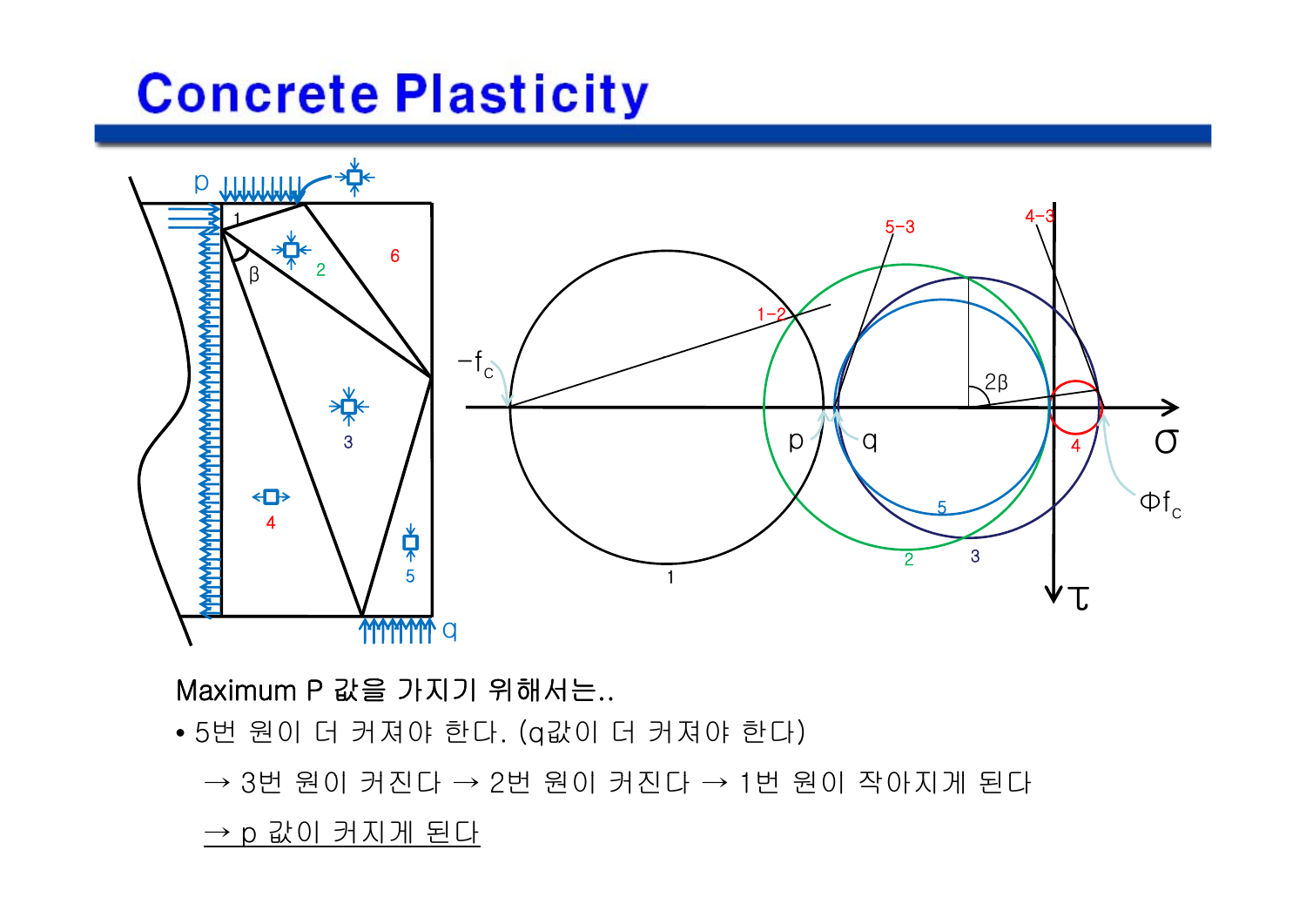# Concrete Plasticity

p

1

β

2

6

3

4

5

q

$-f_c$

1-2

5-3

4-3

$2\beta$

p

q

4

$\sigma$

$\Phi f_c$

5

2

3

1

$\tau$

Maximum P 값을 가지기 위해서는..

- 5번 원이 더 커져야 한다. (q값이 더 커져야 한다)

  → 3번 원이 커진다 → 2번 원이 커진다 → 1번 원이 작아지게 된다

  → p 값이 커지게 된다